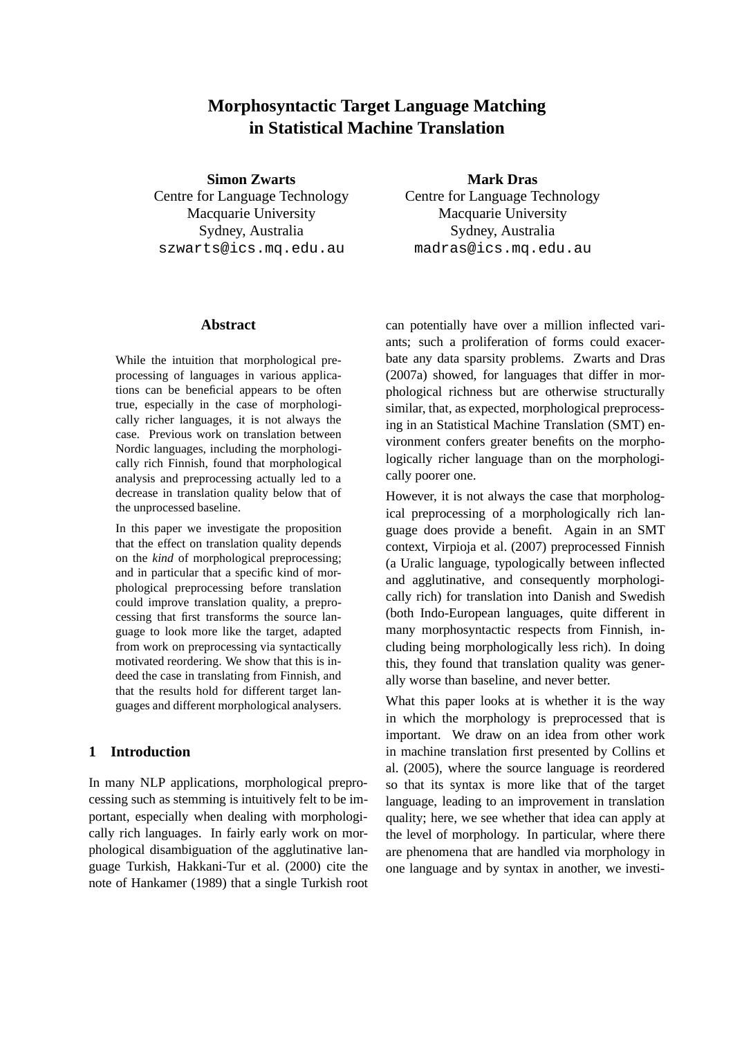# Morphosyntactic Target Language Matching in Statistical Machine Translation

**Simon Zwarts**
Centre for Language Technology
Macquarie University
Sydney, Australia
szwarts@ics.mq.edu.au

**Mark Dras**
Centre for Language Technology
Macquarie University
Sydney, Australia
madras@ics.mq.edu.au

## Abstract

While the intuition that morphological preprocessing of languages in various applications can be beneficial appears to be often true, especially in the case of morphologically richer languages, it is not always the case. Previous work on translation between Nordic languages, including the morphologically rich Finnish, found that morphological analysis and preprocessing actually led to a decrease in translation quality below that of the unprocessed baseline.

In this paper we investigate the proposition that the effect on translation quality depends on the *kind* of morphological preprocessing; and in particular that a specific kind of morphological preprocessing before translation could improve translation quality, a preprocessing that first transforms the source language to look more like the target, adapted from work on preprocessing via syntactically motivated reordering. We show that this is indeed the case in translating from Finnish, and that the results hold for different target languages and different morphological analysers.

## 1 Introduction

In many NLP applications, morphological preprocessing such as stemming is intuitively felt to be important, especially when dealing with morphologically rich languages. In fairly early work on morphological disambiguation of the agglutinative language Turkish, Hakkani-Tur et al. (2000) cite the note of Hankamer (1989) that a single Turkish root can potentially have over a million inflected variants; such a proliferation of forms could exacerbate any data sparsity problems. Zwarts and Dras (2007a) showed, for languages that differ in morphological richness but are otherwise structurally similar, that, as expected, morphological preprocessing in an Statistical Machine Translation (SMT) environment confers greater benefits on the morphologically richer language than on the morphologically poorer one.

However, it is not always the case that morphological preprocessing of a morphologically rich language does provide a benefit. Again in an SMT context, Virpioja et al. (2007) preprocessed Finnish (a Uralic language, typologically between inflected and agglutinative, and consequently morphologically rich) for translation into Danish and Swedish (both Indo-European languages, quite different in many morphosyntactic respects from Finnish, including being morphologically less rich). In doing this, they found that translation quality was generally worse than baseline, and never better.

What this paper looks at is whether it is the way in which the morphology is preprocessed that is important. We draw on an idea from other work in machine translation first presented by Collins et al. (2005), where the source language is reordered so that its syntax is more like that of the target language, leading to an improvement in translation quality; here, we see whether that idea can apply at the level of morphology. In particular, where there are phenomena that are handled via morphology in one language and by syntax in another, we investi-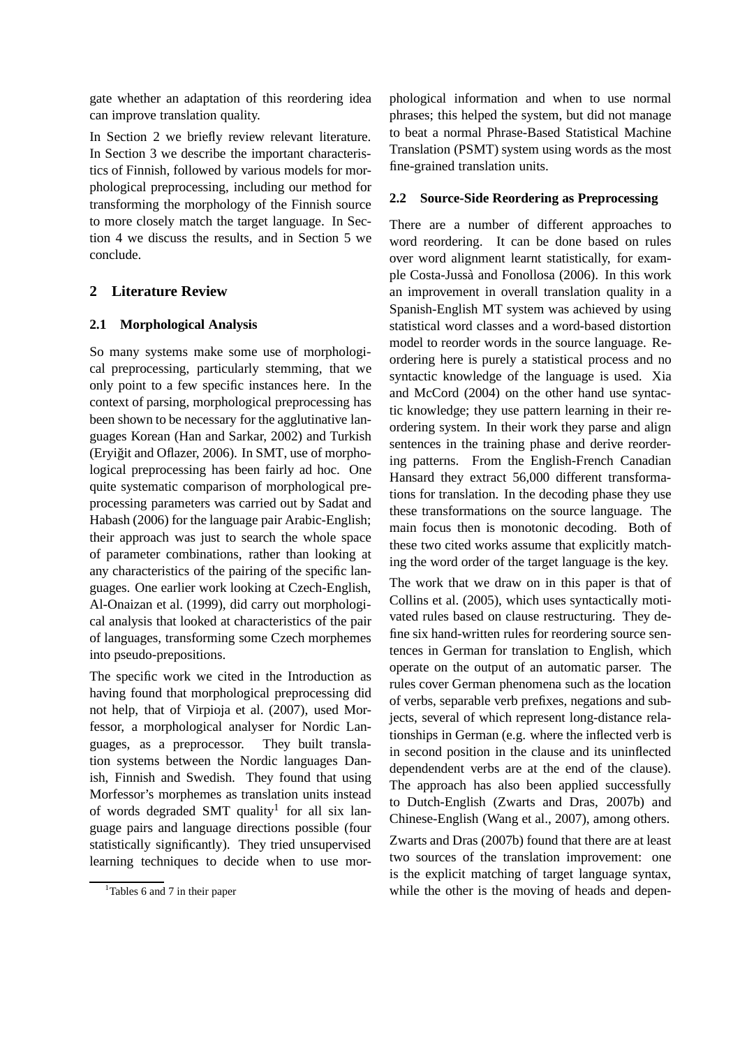gate whether an adaptation of this reordering idea can improve translation quality.

In Section 2 we briefly review relevant literature. In Section 3 we describe the important characteristics of Finnish, followed by various models for morphological preprocessing, including our method for transforming the morphology of the Finnish source to more closely match the target language. In Section 4 we discuss the results, and in Section 5 we conclude.

## 2 Literature Review

### 2.1 Morphological Analysis

So many systems make some use of morphological preprocessing, particularly stemming, that we only point to a few specific instances here. In the context of parsing, morphological preprocessing has been shown to be necessary for the agglutinative languages Korean (Han and Sarkar, 2002) and Turkish (Eryiğit and Oflazer, 2006). In SMT, use of morphological preprocessing has been fairly ad hoc. One quite systematic comparison of morphological preprocessing parameters was carried out by Sadat and Habash (2006) for the language pair Arabic-English; their approach was just to search the whole space of parameter combinations, rather than looking at any characteristics of the pairing of the specific languages. One earlier work looking at Czech-English, Al-Onaizan et al. (1999), did carry out morphological analysis that looked at characteristics of the pair of languages, transforming some Czech morphemes into pseudo-prepositions.

The specific work we cited in the Introduction as having found that morphological preprocessing did not help, that of Virpioja et al. (2007), used Morfessor, a morphological analyser for Nordic Languages, as a preprocessor. They built translation systems between the Nordic languages Danish, Finnish and Swedish. They found that using Morfessor's morphemes as translation units instead of words degraded SMT quality[1] for all six language pairs and language directions possible (four statistically significantly). They tried unsupervised learning techniques to decide when to use morphological information and when to use normal phrases; this helped the system, but did not manage to beat a normal Phrase-Based Statistical Machine Translation (PSMT) system using words as the most fine-grained translation units.

[1]Tables 6 and 7 in their paper

### 2.2 Source-Side Reordering as Preprocessing

There are a number of different approaches to word reordering. It can be done based on rules over word alignment learnt statistically, for example Costa-Jussà and Fonollosa (2006). In this work an improvement in overall translation quality in a Spanish-English MT system was achieved by using statistical word classes and a word-based distortion model to reorder words in the source language. Reordering here is purely a statistical process and no syntactic knowledge of the language is used. Xia and McCord (2004) on the other hand use syntactic knowledge; they use pattern learning in their reordering system. In their work they parse and align sentences in the training phase and derive reordering patterns. From the English-French Canadian Hansard they extract 56,000 different transformations for translation. In the decoding phase they use these transformations on the source language. The main focus then is monotonic decoding. Both of these two cited works assume that explicitly matching the word order of the target language is the key.

The work that we draw on in this paper is that of Collins et al. (2005), which uses syntactically motivated rules based on clause restructuring. They define six hand-written rules for reordering source sentences in German for translation to English, which operate on the output of an automatic parser. The rules cover German phenomena such as the location of verbs, separable verb prefixes, negations and subjects, several of which represent long-distance relationships in German (e.g. where the inflected verb is in second position in the clause and its uninflected dependendent verbs are at the end of the clause). The approach has also been applied successfully to Dutch-English (Zwarts and Dras, 2007b) and Chinese-English (Wang et al., 2007), among others.

Zwarts and Dras (2007b) found that there are at least two sources of the translation improvement: one is the explicit matching of target language syntax, while the other is the moving of heads and depen-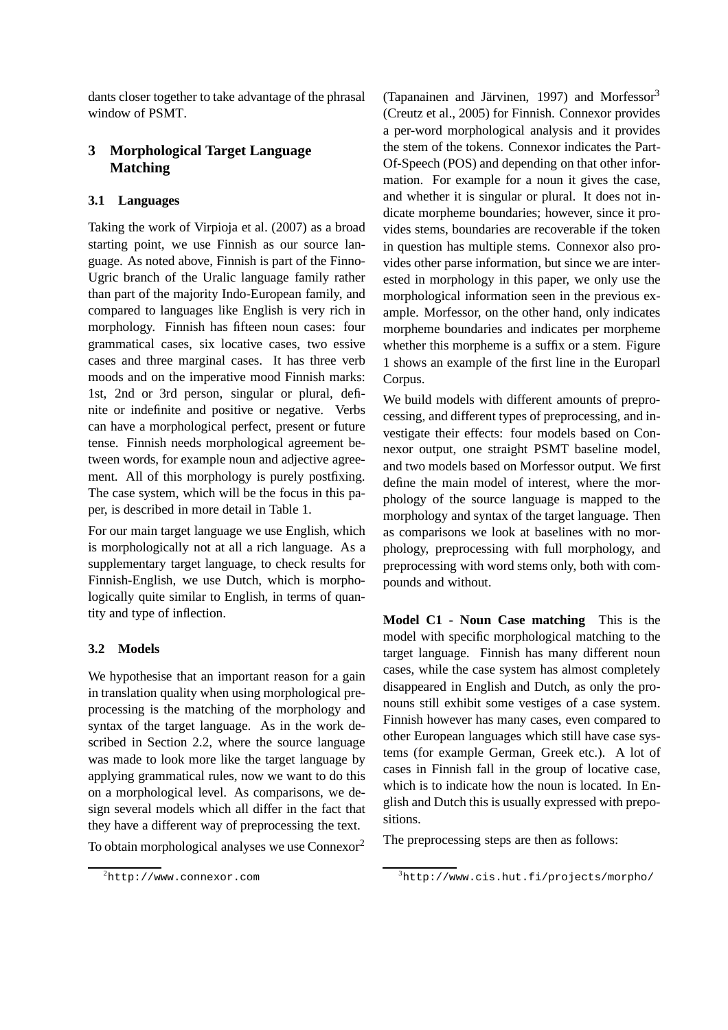dants closer together to take advantage of the phrasal window of PSMT.

## 3 Morphological Target Language Matching

### 3.1 Languages

Taking the work of Virpioja et al. (2007) as a broad starting point, we use Finnish as our source language. As noted above, Finnish is part of the Finno-Ugric branch of the Uralic language family rather than part of the majority Indo-European family, and compared to languages like English is very rich in morphology. Finnish has fifteen noun cases: four grammatical cases, six locative cases, two essive cases and three marginal cases. It has three verb moods and on the imperative mood Finnish marks: 1st, 2nd or 3rd person, singular or plural, definite or indefinite and positive or negative. Verbs can have a morphological perfect, present or future tense. Finnish needs morphological agreement between words, for example noun and adjective agreement. All of this morphology is purely postfixing. The case system, which will be the focus in this paper, is described in more detail in Table 1.

For our main target language we use English, which is morphologically not at all a rich language. As a supplementary target language, to check results for Finnish-English, we use Dutch, which is morphologically quite similar to English, in terms of quantity and type of inflection.

### 3.2 Models

We hypothesise that an important reason for a gain in translation quality when using morphological preprocessing is the matching of the morphology and syntax of the target language. As in the work described in Section 2.2, where the source language was made to look more like the target language by applying grammatical rules, now we want to do this on a morphological level. As comparisons, we design several models which all differ in the fact that they have a different way of preprocessing the text.

To obtain morphological analyses we use Connexor[2] (Tapanainen and Järvinen, 1997) and Morfessor[3] (Creutz et al., 2005) for Finnish. Connexor provides a per-word morphological analysis and it provides the stem of the tokens. Connexor indicates the Part-Of-Speech (POS) and depending on that other information. For example for a noun it gives the case, and whether it is singular or plural. It does not indicate morpheme boundaries; however, since it provides stems, boundaries are recoverable if the token in question has multiple stems. Connexor also provides other parse information, but since we are interested in morphology in this paper, we only use the morphological information seen in the previous example. Morfessor, on the other hand, only indicates morpheme boundaries and indicates per morpheme whether this morpheme is a suffix or a stem. Figure 1 shows an example of the first line in the Europarl Corpus.

We build models with different amounts of preprocessing, and different types of preprocessing, and investigate their effects: four models based on Connexor output, one straight PSMT baseline model, and two models based on Morfessor output. We first define the main model of interest, where the morphology of the source language is mapped to the morphology and syntax of the target language. Then as comparisons we look at baselines with no morphology, preprocessing with full morphology, and preprocessing with word stems only, both with compounds and without.

**Model C1 - Noun Case matching** This is the model with specific morphological matching to the target language. Finnish has many different noun cases, while the case system has almost completely disappeared in English and Dutch, as only the pronouns still exhibit some vestiges of a case system. Finnish however has many cases, even compared to other European languages which still have case systems (for example German, Greek etc.). A lot of cases in Finnish fall in the group of locative case, which is to indicate how the noun is located. In English and Dutch this is usually expressed with prepositions.

The preprocessing steps are then as follows:

[2] http://www.connexor.com

[3] http://www.cis.hut.fi/projects/morpho/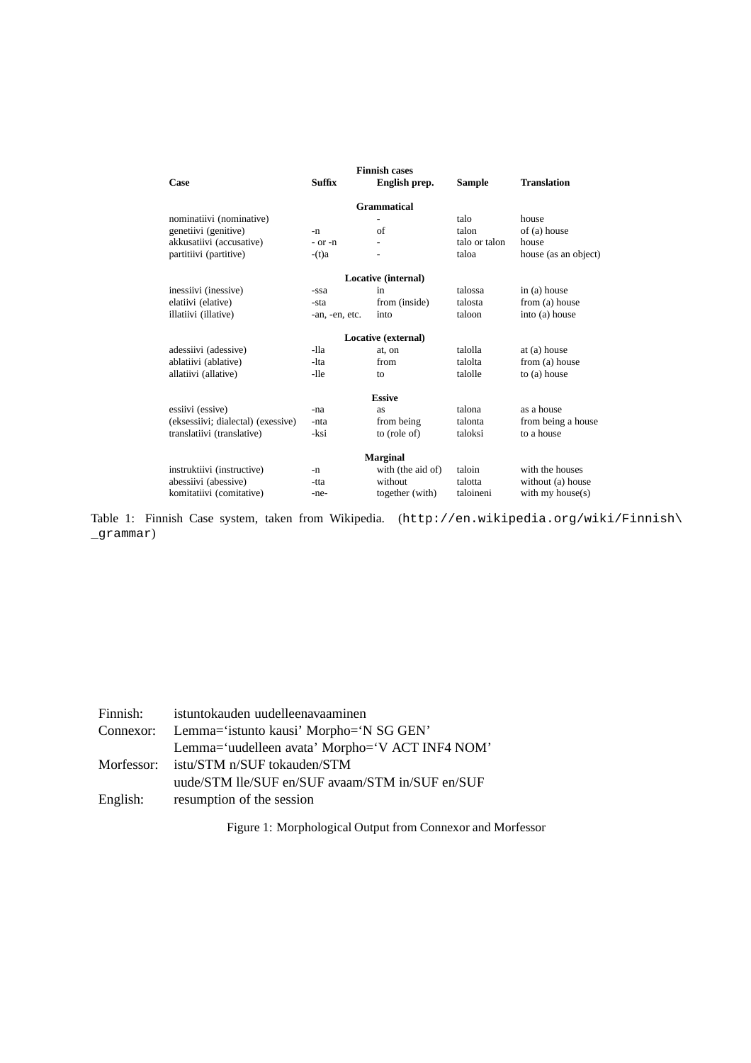| Case | Suffix | English prep. | Sample | Translation |
|---|---|---|---|---|
| **Grammatical** | | | | |
| nominatiivi (nominative) | | - | talo | house |
| genetiivi (genitive) | -n | of | talon | of (a) house |
| akkusatiivi (accusative) | - or -n | - | talo or talon | house |
| partitiivi (partitive) | -(t)a | - | taloa | house (as an object) |
| **Locative (internal)** | | | | |
| inessiivi (inessive) | -ssa | in | talossa | in (a) house |
| elatiivi (elative) | -sta | from (inside) | talosta | from (a) house |
| illatiivi (illative) | -an, -en, etc. | into | taloon | into (a) house |
| **Locative (external)** | | | | |
| adessiivi (adessive) | -lla | at, on | talolla | at (a) house |
| ablatiivi (ablative) | -lta | from | talolta | from (a) house |
| allatiivi (allative) | -lle | to | talolle | to (a) house |
| **Essive** | | | | |
| essiivi (essive) | -na | as | talona | as a house |
| (eksessiivi; dialectal) (exessive) | -nta | from being | talonta | from being a house |
| translatiivi (translative) | -ksi | to (role of) | taloksi | to a house |
| **Marginal** | | | | |
| instruktiivi (instructive) | -n | with (the aid of) | taloin | with the houses |
| abessiivi (abessive) | -tta | without | talotta | without (a) house |
| komitatiivi (comitative) | -ne- | together (with) | taloineni | with my house(s) |

Table 1: Finnish Case system, taken from Wikipedia. (http://en.wikipedia.org/wiki/Finnish\_grammar)

| | |
|---|---|
| Finnish: | istuntokauden uudelleenavaaminen |
| Connexor: | Lemma='istunto kausi' Morpho='N SG GEN' |
| | Lemma='uudelleen avata' Morpho='V ACT INF4 NOM' |
| Morfessor: | istu/STM n/SUF tokauden/STM |
| | uude/STM lle/SUF en/SUF avaam/STM in/SUF en/SUF |
| English: | resumption of the session |

Figure 1: Morphological Output from Connexor and Morfessor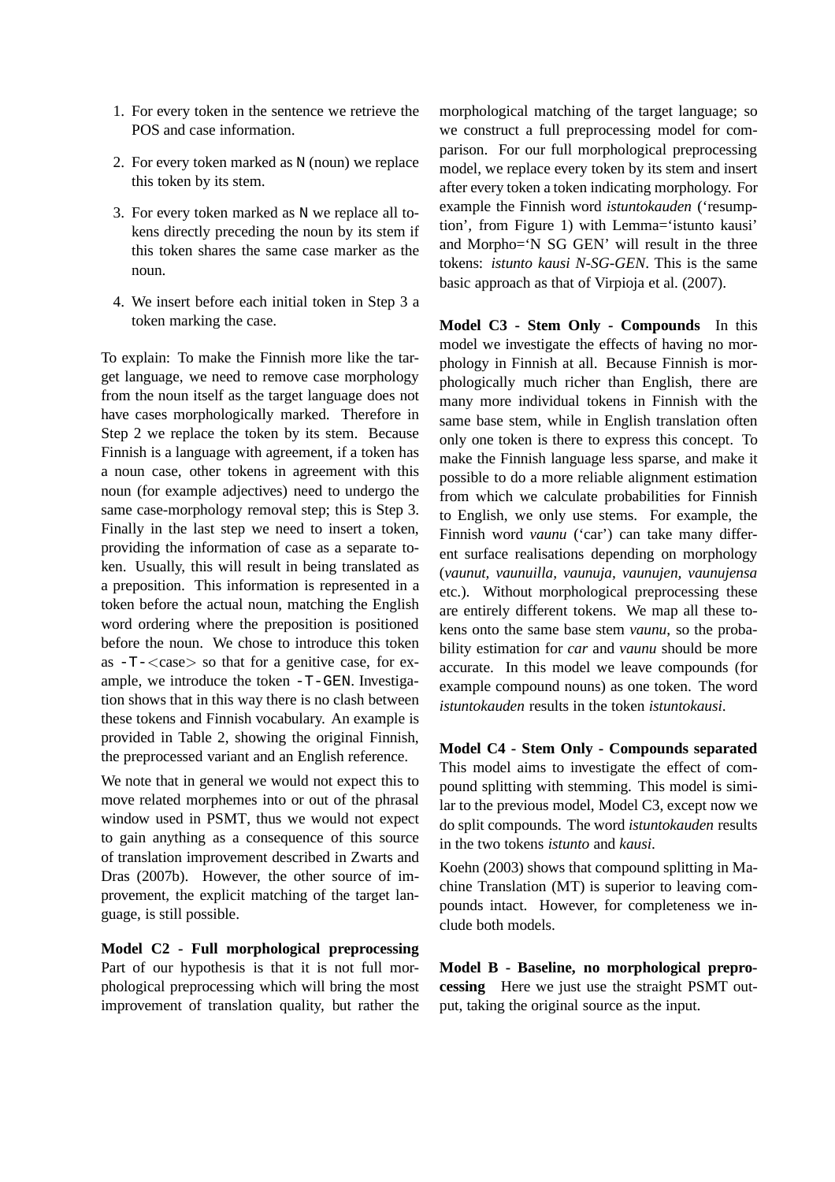1. For every token in the sentence we retrieve the POS and case information.
2. For every token marked as `N` (noun) we replace this token by its stem.
3. For every token marked as `N` we replace all tokens directly preceding the noun by its stem if this token shares the same case marker as the noun.
4. We insert before each initial token in Step 3 a token marking the case.

To explain: To make the Finnish more like the target language, we need to remove case morphology from the noun itself as the target language does not have cases morphologically marked. Therefore in Step 2 we replace the token by its stem. Because Finnish is a language with agreement, if a token has a noun case, other tokens in agreement with this noun (for example adjectives) need to undergo the same case-morphology removal step; this is Step 3. Finally in the last step we need to insert a token, providing the information of case as a separate token. Usually, this will result in being translated as a preposition. This information is represented in a token before the actual noun, matching the English word ordering where the preposition is positioned before the noun. We chose to introduce this token as `-T-`<case> so that for a genitive case, for example, we introduce the token `-T-GEN`. Investigation shows that in this way there is no clash between these tokens and Finnish vocabulary. An example is provided in Table 2, showing the original Finnish, the preprocessed variant and an English reference.

We note that in general we would not expect this to move related morphemes into or out of the phrasal window used in PSMT, thus we would not expect to gain anything as a consequence of this source of translation improvement described in Zwarts and Dras (2007b). However, the other source of improvement, the explicit matching of the target language, is still possible.

**Model C2 - Full morphological preprocessing** Part of our hypothesis is that it is not full morphological preprocessing which will bring the most improvement of translation quality, but rather the morphological matching of the target language; so we construct a full preprocessing model for comparison. For our full morphological preprocessing model, we replace every token by its stem and insert after every token a token indicating morphology. For example the Finnish word *istuntokauden* ('resumption', from Figure 1) with Lemma='istunto kausi' and Morpho='N SG GEN' will result in the three tokens: *istunto kausi N-SG-GEN*. This is the same basic approach as that of Virpioja et al. (2007).

**Model C3 - Stem Only - Compounds** In this model we investigate the effects of having no morphology in Finnish at all. Because Finnish is morphologically much richer than English, there are many more individual tokens in Finnish with the same base stem, while in English translation often only one token is there to express this concept. To make the Finnish language less sparse, and make it possible to do a more reliable alignment estimation from which we calculate probabilities for Finnish to English, we only use stems. For example, the Finnish word *vaunu* ('car') can take many different surface realisations depending on morphology (*vaunut, vaunuilla, vaunuja, vaunujen, vaunujensa* etc.). Without morphological preprocessing these are entirely different tokens. We map all these tokens onto the same base stem *vaunu*, so the probability estimation for *car* and *vaunu* should be more accurate. In this model we leave compounds (for example compound nouns) as one token. The word *istuntokauden* results in the token *istuntokausi*.

**Model C4 - Stem Only - Compounds separated** This model aims to investigate the effect of compound splitting with stemming. This model is similar to the previous model, Model C3, except now we do split compounds. The word *istuntokauden* results in the two tokens *istunto* and *kausi*.

Koehn (2003) shows that compound splitting in Machine Translation (MT) is superior to leaving compounds intact. However, for completeness we include both models.

**Model B - Baseline, no morphological preprocessing** Here we just use the straight PSMT output, taking the original source as the input.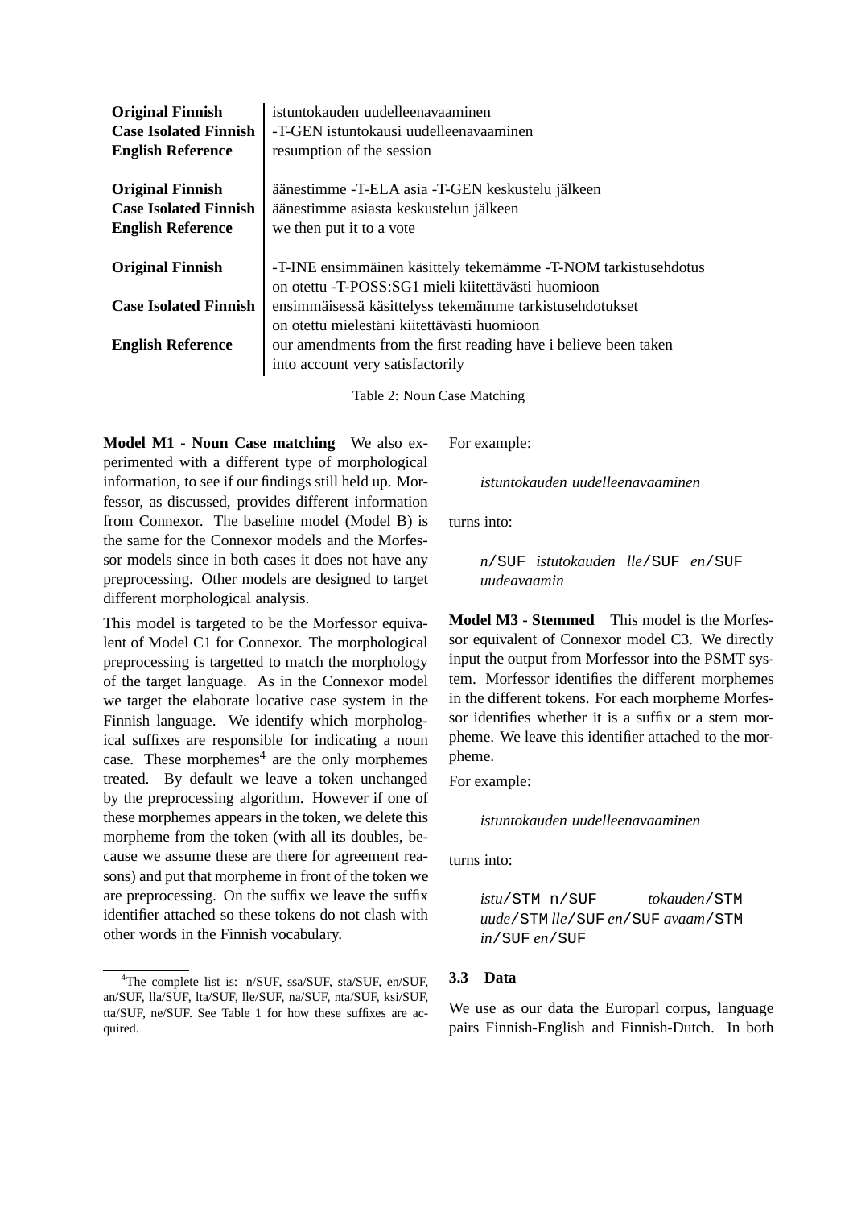| | |
|---|---|
| **Original Finnish** | istuntokauden uudelleenavaaminen |
| **Case Isolated Finnish** | -T-GEN istuntokausi uudelleenavaaminen |
| **English Reference** | resumption of the session |
| **Original Finnish** | äänestimme -T-ELA asia -T-GEN keskustelu jälkeen |
| **Case Isolated Finnish** | äänestimme asiasta keskustelun jälkeen |
| **English Reference** | we then put it to a vote |
| **Original Finnish** | -T-INE ensimmäinen käsittely tekemämme -T-NOM tarkistusehdotus on otettu -T-POSS:SG1 mieli kiitettävästi huomioon |
| **Case Isolated Finnish** | ensimmäisessä käsittelyss tekemämme tarkistusehdotukset on otettu mielestäni kiitettävästi huomioon |
| **English Reference** | our amendments from the first reading have i believe been taken into account very satisfactorily |

Table 2: Noun Case Matching

**Model M1 - Noun Case matching** We also experimented with a different type of morphological information, to see if our findings still held up. Morfessor, as discussed, provides different information from Connexor. The baseline model (Model B) is the same for the Connexor models and the Morfessor models since in both cases it does not have any preprocessing. Other models are designed to target different morphological analysis.

This model is targeted to be the Morfessor equivalent of Model C1 for Connexor. The morphological preprocessing is targetted to match the morphology of the target language. As in the Connexor model we target the elaborate locative case system in the Finnish language. We identify which morphological suffixes are responsible for indicating a noun case. These morphemes[4] are the only morphemes treated. By default we leave a token unchanged by the preprocessing algorithm. However if one of these morphemes appears in the token, we delete this morpheme from the token (with all its doubles, because we assume these are there for agreement reasons) and put that morpheme in front of the token we are preprocessing. On the suffix we leave the suffix identifier attached so these tokens do not clash with other words in the Finnish vocabulary.

[4]The complete list is: n/SUF, ssa/SUF, sta/SUF, en/SUF, an/SUF, lla/SUF, lta/SUF, lle/SUF, na/SUF, nta/SUF, ksi/SUF, tta/SUF, ne/SUF. See Table 1 for how these suffixes are acquired.

For example:

> *istuntokauden uudelleenavaaminen*

turns into:

> *n*/SUF *istutokauden lle*/SUF *en*/SUF *uudeavaamin*

**Model M3 - Stemmed** This model is the Morfessor equivalent of Connexor model C3. We directly input the output from Morfessor into the PSMT system. Morfessor identifies the different morphemes in the different tokens. For each morpheme Morfessor identifies whether it is a suffix or a stem morpheme. We leave this identifier attached to the morpheme.

For example:

> *istuntokauden uudelleenavaaminen*

turns into:

> *istu*/STM n/SUF *tokauden*/STM *uude*/STM *lle*/SUF *en*/SUF *avaam*/STM *in*/SUF *en*/SUF

### 3.3 Data

We use as our data the Europarl corpus, language pairs Finnish-English and Finnish-Dutch. In both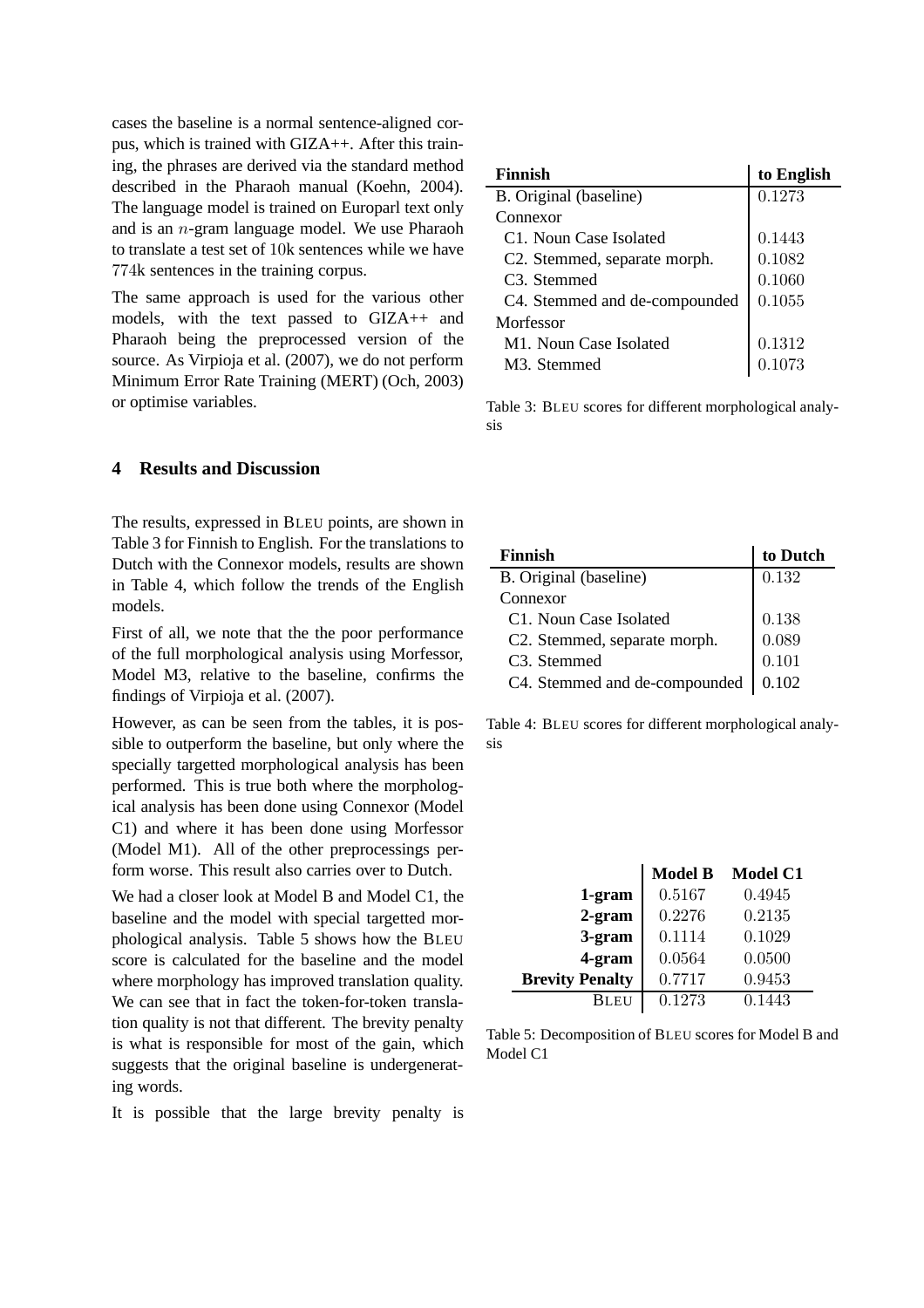cases the baseline is a normal sentence-aligned corpus, which is trained with GIZA++. After this training, the phrases are derived via the standard method described in the Pharaoh manual (Koehn, 2004). The language model is trained on Europarl text only and is an $n$-gram language model. We use Pharaoh to translate a test set of 10k sentences while we have 774k sentences in the training corpus.

The same approach is used for the various other models, with the text passed to GIZA++ and Pharaoh being the preprocessed version of the source. As Virpioja et al. (2007), we do not perform Minimum Error Rate Training (MERT) (Och, 2003) or optimise variables.

## 4 Results and Discussion

The results, expressed in BLEU points, are shown in Table 3 for Finnish to English. For the translations to Dutch with the Connexor models, results are shown in Table 4, which follow the trends of the English models.

First of all, we note that the the poor performance of the full morphological analysis using Morfessor, Model M3, relative to the baseline, confirms the findings of Virpioja et al. (2007).

However, as can be seen from the tables, it is possible to outperform the baseline, but only where the specially targetted morphological analysis has been performed. This is true both where the morphological analysis has been done using Connexor (Model C1) and where it has been done using Morfessor (Model M1). All of the other preprocessings perform worse. This result also carries over to Dutch.

We had a closer look at Model B and Model C1, the baseline and the model with special targetted morphological analysis. Table 5 shows how the BLEU score is calculated for the baseline and the model where morphology has improved translation quality. We can see that in fact the token-for-token translation quality is not that different. The brevity penalty is what is responsible for most of the gain, which suggests that the original baseline is undergenerating words.

It is possible that the large brevity penalty is

| **Finnish** | **to English** |
|---|---|
| B. Original (baseline) | 0.1273 |
| Connexor | |
| C1. Noun Case Isolated | 0.1443 |
| C2. Stemmed, separate morph. | 0.1082 |
| C3. Stemmed | 0.1060 |
| C4. Stemmed and de-compounded | 0.1055 |
| Morfessor | |
| M1. Noun Case Isolated | 0.1312 |
| M3. Stemmed | 0.1073 |

Table 3: BLEU scores for different morphological analysis

| **Finnish** | **to Dutch** |
|---|---|
| B. Original (baseline) | 0.132 |
| Connexor | |
| C1. Noun Case Isolated | 0.138 |
| C2. Stemmed, separate morph. | 0.089 |
| C3. Stemmed | 0.101 |
| C4. Stemmed and de-compounded | 0.102 |

Table 4: BLEU scores for different morphological analysis

| | **Model B** | **Model C1** |
|---|---|---|
| **1-gram** | 0.5167 | 0.4945 |
| **2-gram** | 0.2276 | 0.2135 |
| **3-gram** | 0.1114 | 0.1029 |
| **4-gram** | 0.0564 | 0.0500 |
| **Brevity Penalty** | 0.7717 | 0.9453 |
| BLEU | 0.1273 | 0.1443 |

Table 5: Decomposition of BLEU scores for Model B and Model C1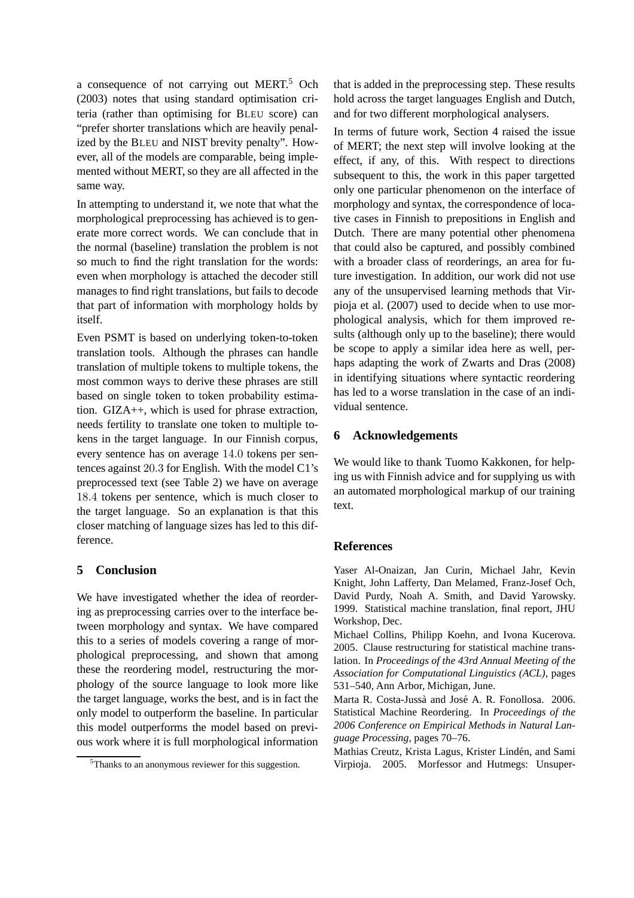a consequence of not carrying out MERT.[5] Och (2003) notes that using standard optimisation criteria (rather than optimising for BLEU score) can "prefer shorter translations which are heavily penalized by the BLEU and NIST brevity penalty". However, all of the models are comparable, being implemented without MERT, so they are all affected in the same way.

In attempting to understand it, we note that what the morphological preprocessing has achieved is to generate more correct words. We can conclude that in the normal (baseline) translation the problem is not so much to find the right translation for the words: even when morphology is attached the decoder still manages to find right translations, but fails to decode that part of information with morphology holds by itself.

Even PSMT is based on underlying token-to-token translation tools. Although the phrases can handle translation of multiple tokens to multiple tokens, the most common ways to derive these phrases are still based on single token to token probability estimation. GIZA++, which is used for phrase extraction, needs fertility to translate one token to multiple tokens in the target language. In our Finnish corpus, every sentence has on average 14.0 tokens per sentences against 20.3 for English. With the model C1's preprocessed text (see Table 2) we have on average 18.4 tokens per sentence, which is much closer to the target language. So an explanation is that this closer matching of language sizes has led to this difference.

## 5 Conclusion

We have investigated whether the idea of reordering as preprocessing carries over to the interface between morphology and syntax. We have compared this to a series of models covering a range of morphological preprocessing, and shown that among these the reordering model, restructuring the morphology of the source language to look more like the target language, works the best, and is in fact the only model to outperform the baseline. In particular this model outperforms the model based on previous work where it is full morphological information that is added in the preprocessing step. These results hold across the target languages English and Dutch, and for two different morphological analysers.

In terms of future work, Section 4 raised the issue of MERT; the next step will involve looking at the effect, if any, of this. With respect to directions subsequent to this, the work in this paper targetted only one particular phenomenon on the interface of morphology and syntax, the correspondence of locative cases in Finnish to prepositions in English and Dutch. There are many potential other phenomena that could also be captured, and possibly combined with a broader class of reorderings, an area for future investigation. In addition, our work did not use any of the unsupervised learning methods that Virpioja et al. (2007) used to decide when to use morphological analysis, which for them improved results (although only up to the baseline); there would be scope to apply a similar idea here as well, perhaps adapting the work of Zwarts and Dras (2008) in identifying situations where syntactic reordering has led to a worse translation in the case of an individual sentence.

[5] Thanks to an anonymous reviewer for this suggestion.

## 6 Acknowledgements

We would like to thank Tuomo Kakkonen, for helping us with Finnish advice and for supplying us with an automated morphological markup of our training text.

## References

Yaser Al-Onaizan, Jan Curin, Michael Jahr, Kevin Knight, John Lafferty, Dan Melamed, Franz-Josef Och, David Purdy, Noah A. Smith, and David Yarowsky. 1999. Statistical machine translation, final report, JHU Workshop, Dec.

Michael Collins, Philipp Koehn, and Ivona Kucerova. 2005. Clause restructuring for statistical machine translation. In *Proceedings of the 43rd Annual Meeting of the Association for Computational Linguistics (ACL)*, pages 531–540, Ann Arbor, Michigan, June.

Marta R. Costa-Jussà and José A. R. Fonollosa. 2006. Statistical Machine Reordering. In *Proceedings of the 2006 Conference on Empirical Methods in Natural Language Processing*, pages 70–76.

Mathias Creutz, Krista Lagus, Krister Lindén, and Sami Virpioja. 2005. Morfessor and Hutmegs: Unsuper-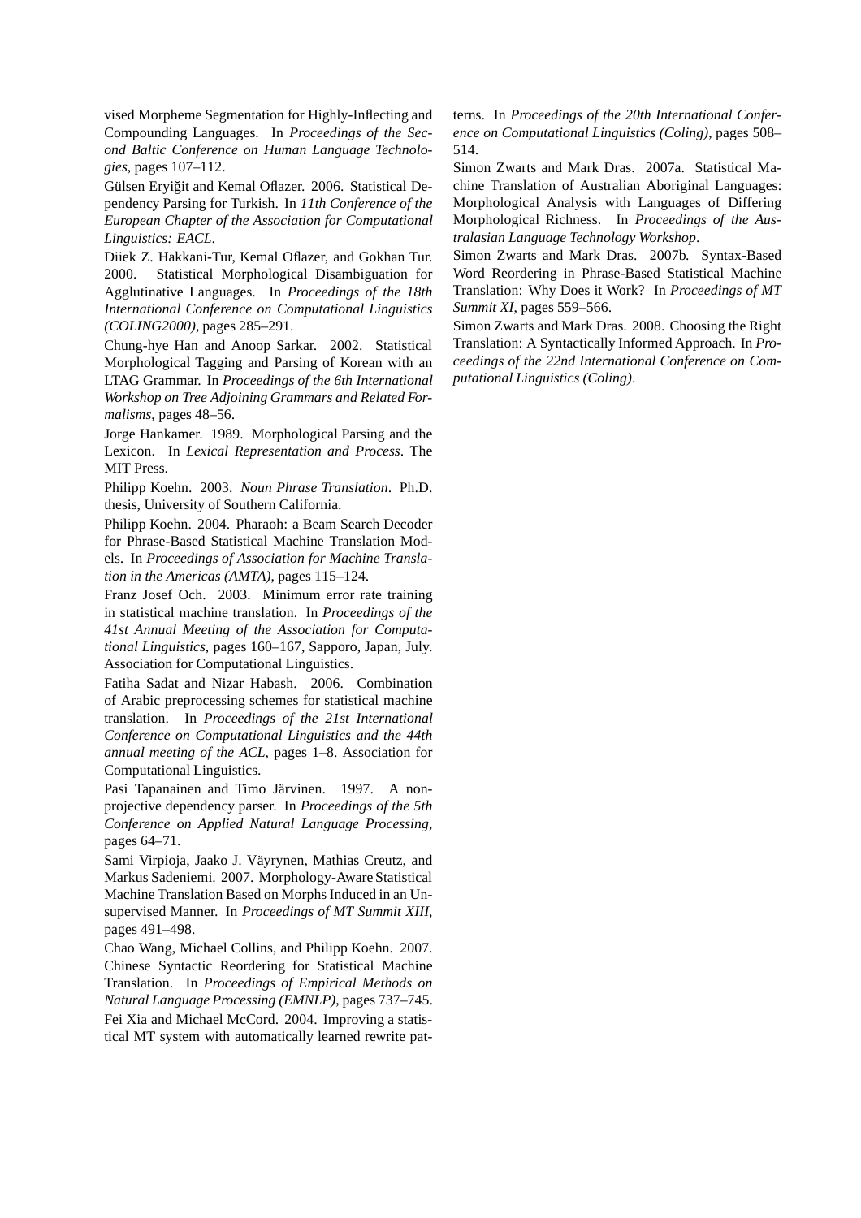vised Morpheme Segmentation for Highly-Inflecting and Compounding Languages. In *Proceedings of the Second Baltic Conference on Human Language Technologies*, pages 107–112.

Gülsen Eryiğit and Kemal Oflazer. 2006. Statistical Dependency Parsing for Turkish. In *11th Conference of the European Chapter of the Association for Computational Linguistics: EACL*.

Diiek Z. Hakkani-Tur, Kemal Oflazer, and Gokhan Tur. 2000. Statistical Morphological Disambiguation for Agglutinative Languages. In *Proceedings of the 18th International Conference on Computational Linguistics (COLING2000)*, pages 285–291.

Chung-hye Han and Anoop Sarkar. 2002. Statistical Morphological Tagging and Parsing of Korean with an LTAG Grammar. In *Proceedings of the 6th International Workshop on Tree Adjoining Grammars and Related Formalisms*, pages 48–56.

Jorge Hankamer. 1989. Morphological Parsing and the Lexicon. In *Lexical Representation and Process*. The MIT Press.

Philipp Koehn. 2003. *Noun Phrase Translation*. Ph.D. thesis, University of Southern California.

Philipp Koehn. 2004. Pharaoh: a Beam Search Decoder for Phrase-Based Statistical Machine Translation Models. In *Proceedings of Association for Machine Translation in the Americas (AMTA)*, pages 115–124.

Franz Josef Och. 2003. Minimum error rate training in statistical machine translation. In *Proceedings of the 41st Annual Meeting of the Association for Computational Linguistics*, pages 160–167, Sapporo, Japan, July. Association for Computational Linguistics.

Fatiha Sadat and Nizar Habash. 2006. Combination of Arabic preprocessing schemes for statistical machine translation. In *Proceedings of the 21st International Conference on Computational Linguistics and the 44th annual meeting of the ACL*, pages 1–8. Association for Computational Linguistics.

Pasi Tapanainen and Timo Järvinen. 1997. A non-projective dependency parser. In *Proceedings of the 5th Conference on Applied Natural Language Processing*, pages 64–71.

Sami Virpioja, Jaako J. Väyrynen, Mathias Creutz, and Markus Sadeniemi. 2007. Morphology-Aware Statistical Machine Translation Based on Morphs Induced in an Unsupervised Manner. In *Proceedings of MT Summit XIII*, pages 491–498.

Chao Wang, Michael Collins, and Philipp Koehn. 2007. Chinese Syntactic Reordering for Statistical Machine Translation. In *Proceedings of Empirical Methods on Natural Language Processing (EMNLP)*, pages 737–745.

Fei Xia and Michael McCord. 2004. Improving a statistical MT system with automatically learned rewrite patterns. In *Proceedings of the 20th International Conference on Computational Linguistics (Coling)*, pages 508–514.

Simon Zwarts and Mark Dras. 2007a. Statistical Machine Translation of Australian Aboriginal Languages: Morphological Analysis with Languages of Differing Morphological Richness. In *Proceedings of the Australasian Language Technology Workshop*.

Simon Zwarts and Mark Dras. 2007b. Syntax-Based Word Reordering in Phrase-Based Statistical Machine Translation: Why Does it Work? In *Proceedings of MT Summit XI*, pages 559–566.

Simon Zwarts and Mark Dras. 2008. Choosing the Right Translation: A Syntactically Informed Approach. In *Proceedings of the 22nd International Conference on Computational Linguistics (Coling)*.